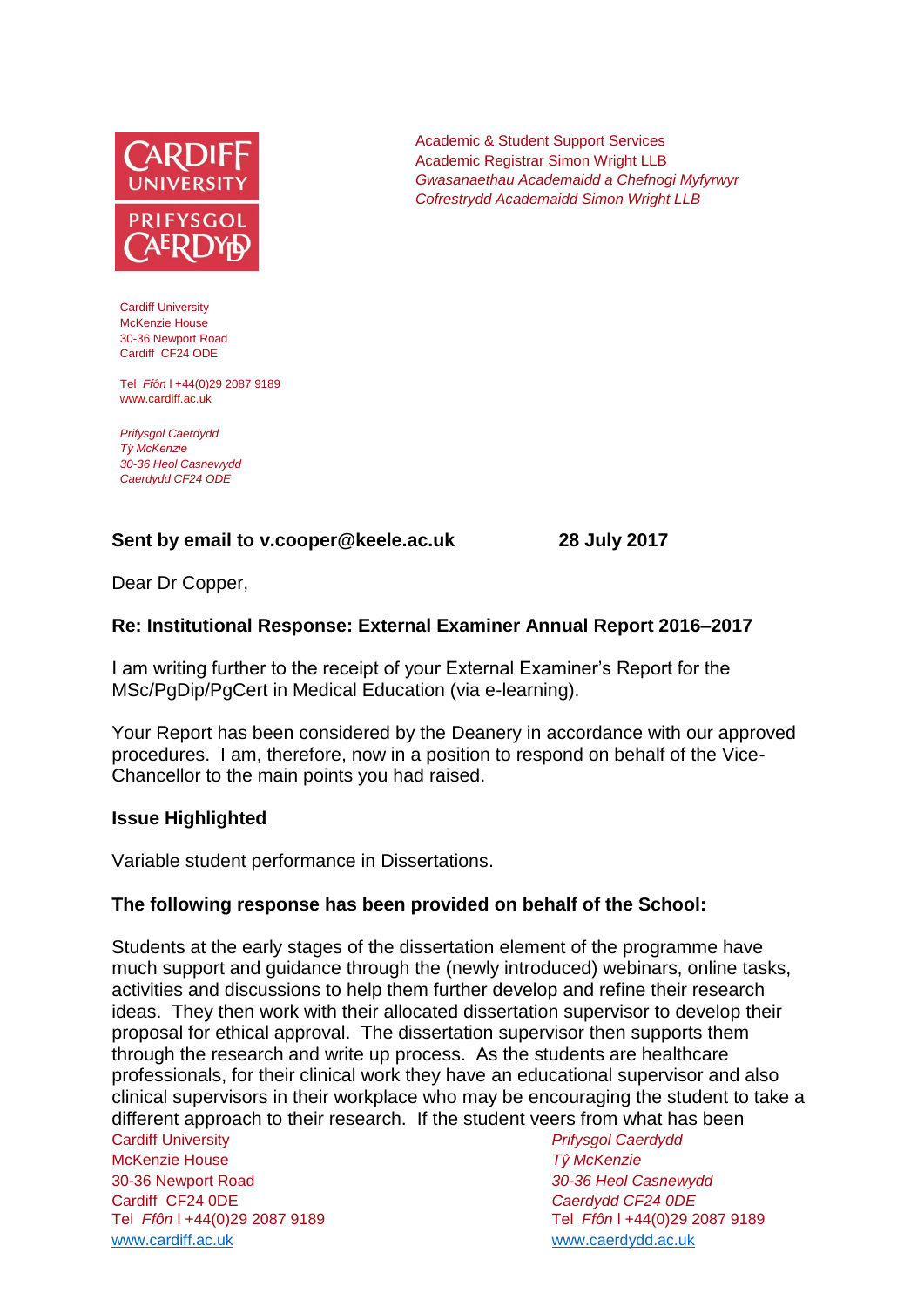Academic & Student Support Services
Academic Registrar Simon Wright LLB
*Gwasanaethau Academaidd a Chefnogi Myfyrwyr*
*Cofrestrydd Academaidd Simon Wright LLB*

Cardiff University
McKenzie House
30-36 Newport Road
Cardiff CF24 ODE

Tel *Ffôn* | +44(0)29 2087 9189
www.cardiff.ac.uk

*Prifysgol Caerdydd*
*Tŷ McKenzie*
*30-36 Heol Casnewydd*
*Caerdydd CF24 ODE*

**Sent by email to v.cooper@keele.ac.uk** **28 July 2017**

Dear Dr Copper,

**Re: Institutional Response: External Examiner Annual Report 2016–2017**

I am writing further to the receipt of your External Examiner's Report for the MSc/PgDip/PgCert in Medical Education (via e-learning).

Your Report has been considered by the Deanery in accordance with our approved procedures. I am, therefore, now in a position to respond on behalf of the Vice-Chancellor to the main points you had raised.

**Issue Highlighted**

Variable student performance in Dissertations.

**The following response has been provided on behalf of the School:**

Students at the early stages of the dissertation element of the programme have much support and guidance through the (newly introduced) webinars, online tasks, activities and discussions to help them further develop and refine their research ideas. They then work with their allocated dissertation supervisor to develop their proposal for ethical approval. The dissertation supervisor then supports them through the research and write up process. As the students are healthcare professionals, for their clinical work they have an educational supervisor and also clinical supervisors in their workplace who may be encouraging the student to take a different approach to their research. If the student veers from what has been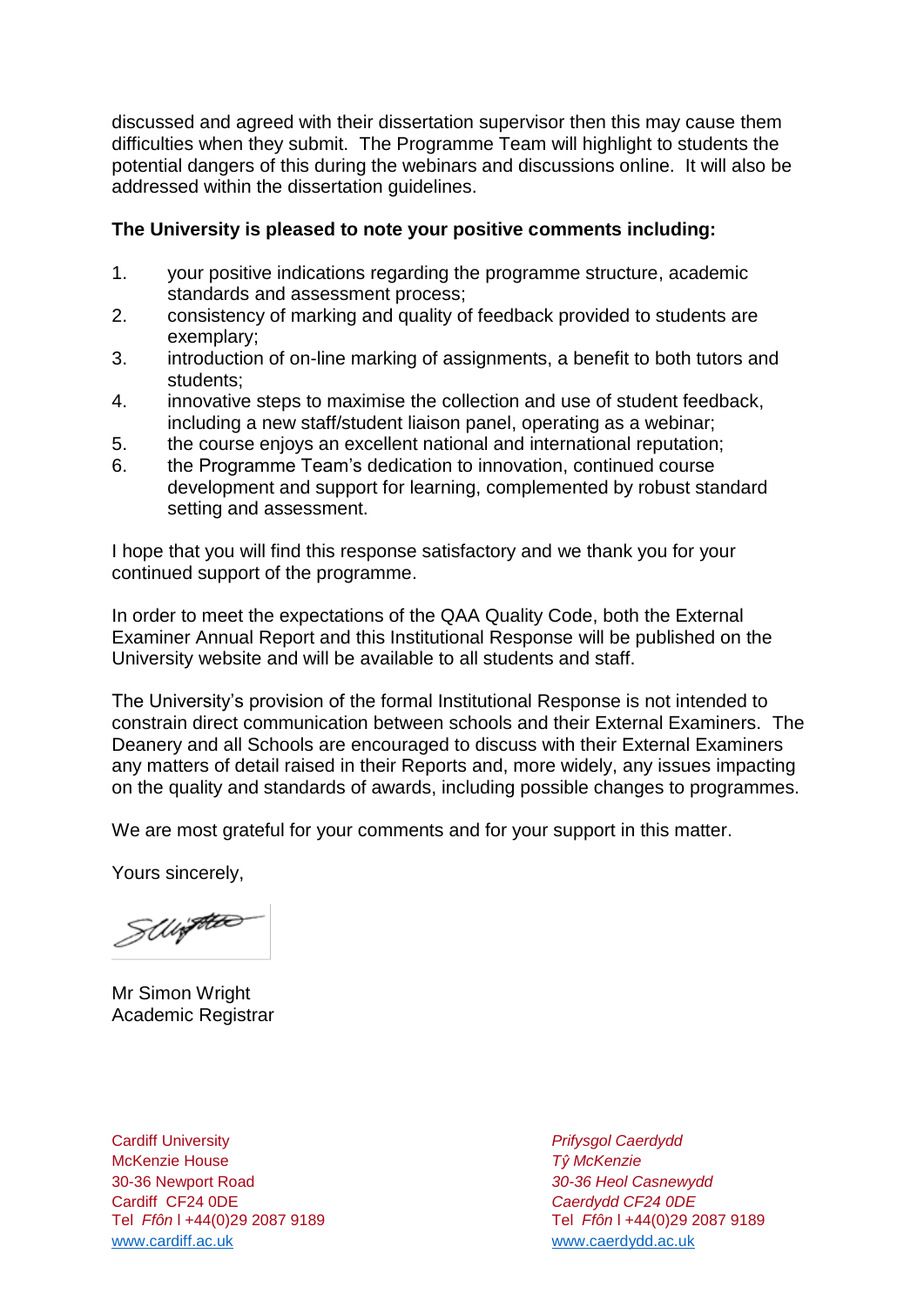discussed and agreed with their dissertation supervisor then this may cause them difficulties when they submit. The Programme Team will highlight to students the potential dangers of this during the webinars and discussions online. It will also be addressed within the dissertation guidelines.

**The University is pleased to note your positive comments including:**

1. your positive indications regarding the programme structure, academic standards and assessment process;
2. consistency of marking and quality of feedback provided to students are exemplary;
3. introduction of on-line marking of assignments, a benefit to both tutors and students;
4. innovative steps to maximise the collection and use of student feedback, including a new staff/student liaison panel, operating as a webinar;
5. the course enjoys an excellent national and international reputation;
6. the Programme Team's dedication to innovation, continued course development and support for learning, complemented by robust standard setting and assessment.

I hope that you will find this response satisfactory and we thank you for your continued support of the programme.

In order to meet the expectations of the QAA Quality Code, both the External Examiner Annual Report and this Institutional Response will be published on the University website and will be available to all students and staff.

The University's provision of the formal Institutional Response is not intended to constrain direct communication between schools and their External Examiners. The Deanery and all Schools are encouraged to discuss with their External Examiners any matters of detail raised in their Reports and, more widely, any issues impacting on the quality and standards of awards, including possible changes to programmes.

We are most grateful for your comments and for your support in this matter.

Yours sincerely,

Mr Simon Wright
Academic Registrar

Cardiff University
McKenzie House
30-36 Newport Road
Cardiff CF24 0DE
Tel *Ffôn* | +44(0)29 2087 9189
www.cardiff.ac.uk

*Prifysgol Caerdydd*
*Tŷ McKenzie*
*30-36 Heol Casnewydd*
*Caerdydd CF24 0DE*
Tel *Ffôn* | +44(0)29 2087 9189
www.caerdydd.ac.uk